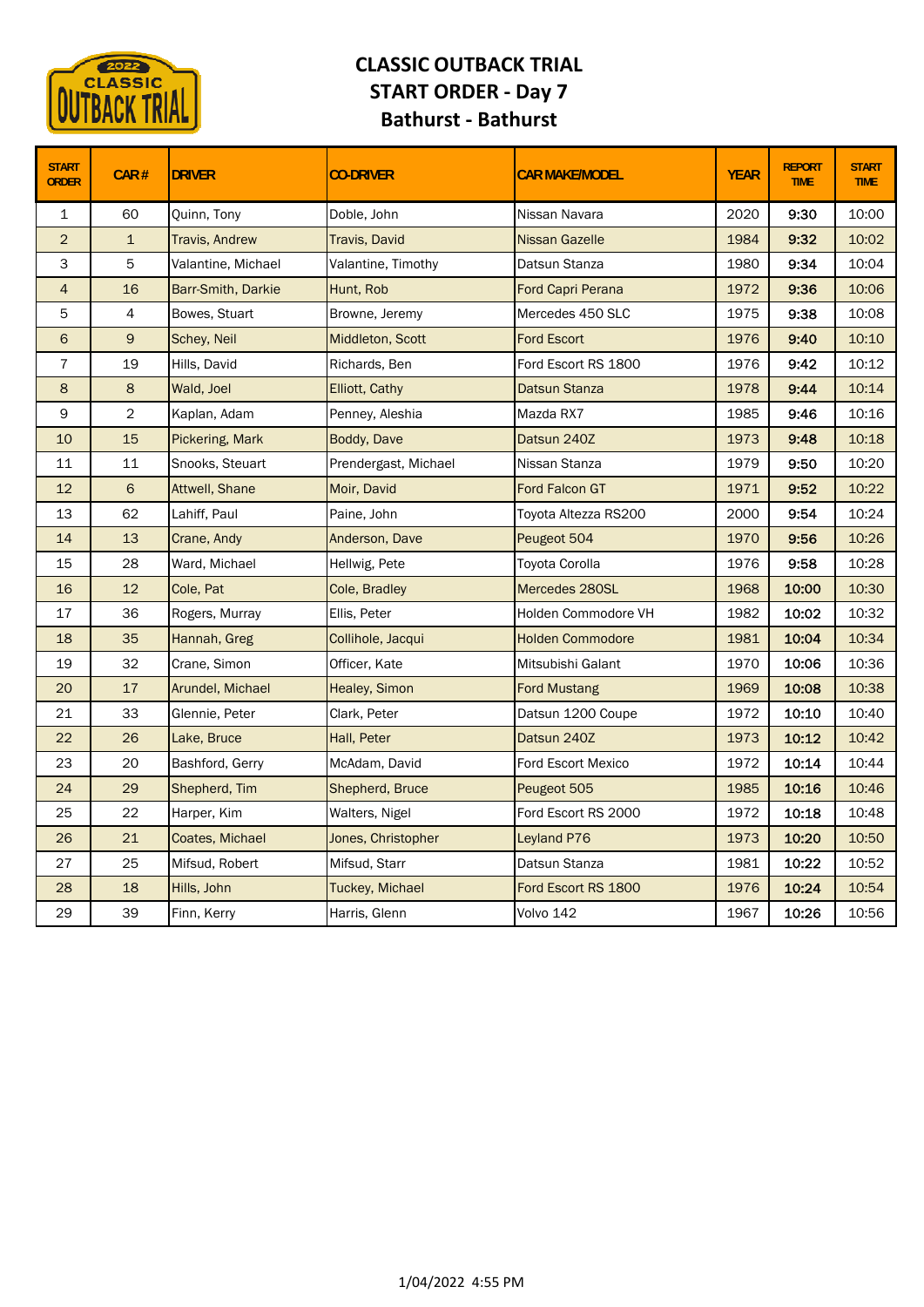# CLASSIC OUTBACK TRIAL
## START ORDER - Day 7
## Bathurst - Bathurst

| START ORDER | CAR # | DRIVER | CO-DRIVER | CAR MAKE/MODEL | YEAR | REPORT TIME | START TIME |
|---|---|---|---|---|---|---|---|
| 1 | 60 | Quinn, Tony | Doble, John | Nissan Navara | 2020 | **9:30** | 10:00 |
| 2 | 1 | Travis, Andrew | Travis, David | Nissan Gazelle | 1984 | **9:32** | 10:02 |
| 3 | 5 | Valantine, Michael | Valantine, Timothy | Datsun Stanza | 1980 | **9:34** | 10:04 |
| 4 | 16 | Barr-Smith, Darkie | Hunt, Rob | Ford Capri Perana | 1972 | **9:36** | 10:06 |
| 5 | 4 | Bowes, Stuart | Browne, Jeremy | Mercedes 450 SLC | 1975 | **9:38** | 10:08 |
| 6 | 9 | Schey, Neil | Middleton, Scott | Ford Escort | 1976 | **9:40** | 10:10 |
| 7 | 19 | Hills, David | Richards, Ben | Ford Escort RS 1800 | 1976 | **9:42** | 10:12 |
| 8 | 8 | Wald, Joel | Elliott, Cathy | Datsun Stanza | 1978 | **9:44** | 10:14 |
| 9 | 2 | Kaplan, Adam | Penney, Aleshia | Mazda RX7 | 1985 | **9:46** | 10:16 |
| 10 | 15 | Pickering, Mark | Boddy, Dave | Datsun 240Z | 1973 | **9:48** | 10:18 |
| 11 | 11 | Snooks, Steuart | Prendergast, Michael | Nissan Stanza | 1979 | **9:50** | 10:20 |
| 12 | 6 | Attwell, Shane | Moir, David | Ford Falcon GT | 1971 | **9:52** | 10:22 |
| 13 | 62 | Lahiff, Paul | Paine, John | Toyota Altezza RS200 | 2000 | **9:54** | 10:24 |
| 14 | 13 | Crane, Andy | Anderson, Dave | Peugeot 504 | 1970 | **9:56** | 10:26 |
| 15 | 28 | Ward, Michael | Hellwig, Pete | Toyota Corolla | 1976 | **9:58** | 10:28 |
| 16 | 12 | Cole, Pat | Cole, Bradley | Mercedes 280SL | 1968 | **10:00** | 10:30 |
| 17 | 36 | Rogers, Murray | Ellis, Peter | Holden Commodore VH | 1982 | **10:02** | 10:32 |
| 18 | 35 | Hannah, Greg | Collihole, Jacqui | Holden Commodore | 1981 | **10:04** | 10:34 |
| 19 | 32 | Crane, Simon | Officer, Kate | Mitsubishi Galant | 1970 | **10:06** | 10:36 |
| 20 | 17 | Arundel, Michael | Healey, Simon | Ford Mustang | 1969 | **10:08** | 10:38 |
| 21 | 33 | Glennie, Peter | Clark, Peter | Datsun 1200 Coupe | 1972 | **10:10** | 10:40 |
| 22 | 26 | Lake, Bruce | Hall, Peter | Datsun 240Z | 1973 | **10:12** | 10:42 |
| 23 | 20 | Bashford, Gerry | McAdam, David | Ford Escort Mexico | 1972 | **10:14** | 10:44 |
| 24 | 29 | Shepherd, Tim | Shepherd, Bruce | Peugeot 505 | 1985 | **10:16** | 10:46 |
| 25 | 22 | Harper, Kim | Walters, Nigel | Ford Escort RS 2000 | 1972 | **10:18** | 10:48 |
| 26 | 21 | Coates, Michael | Jones, Christopher | Leyland P76 | 1973 | **10:20** | 10:50 |
| 27 | 25 | Mifsud, Robert | Mifsud, Starr | Datsun Stanza | 1981 | **10:22** | 10:52 |
| 28 | 18 | Hills, John | Tuckey, Michael | Ford Escort RS 1800 | 1976 | **10:24** | 10:54 |
| 29 | 39 | Finn, Kerry | Harris, Glenn | Volvo 142 | 1967 | **10:26** | 10:56 |

1/04/2022 4:55 PM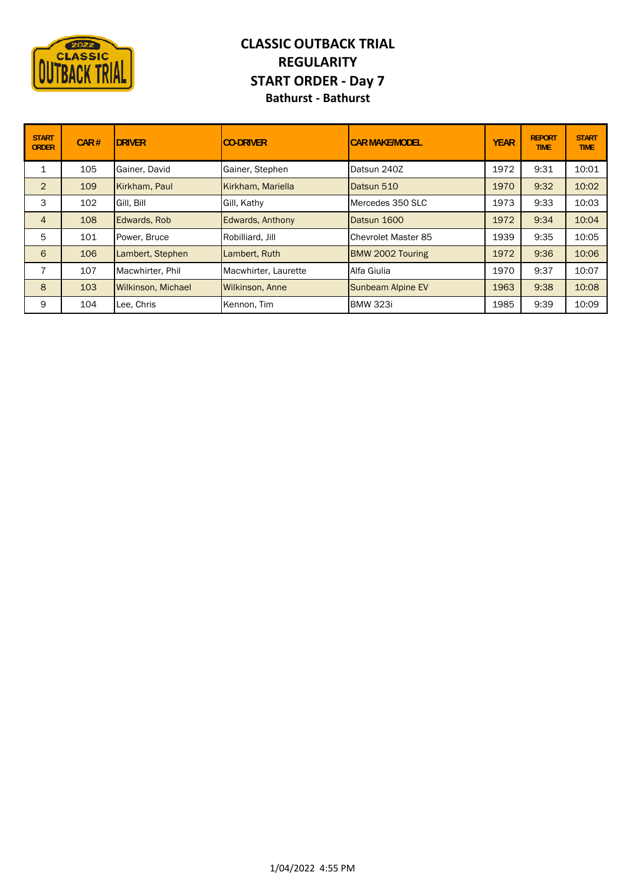# CLASSIC OUTBACK TRIAL
## REGULARITY
## START ORDER - Day 7
### Bathurst - Bathurst

| START ORDER | CAR # | DRIVER | CO-DRIVER | CAR MAKE/MODEL | YEAR | REPORT TIME | START TIME |
|---|---|---|---|---|---|---|---|
| 1 | 105 | Gainer, David | Gainer, Stephen | Datsun 240Z | 1972 | 9:31 | 10:01 |
| 2 | 109 | Kirkham, Paul | Kirkham, Mariella | Datsun 510 | 1970 | 9:32 | 10:02 |
| 3 | 102 | Gill, Bill | Gill, Kathy | Mercedes 350 SLC | 1973 | 9:33 | 10:03 |
| 4 | 108 | Edwards, Rob | Edwards, Anthony | Datsun 1600 | 1972 | 9:34 | 10:04 |
| 5 | 101 | Power, Bruce | Robilliard, Jill | Chevrolet Master 85 | 1939 | 9:35 | 10:05 |
| 6 | 106 | Lambert, Stephen | Lambert, Ruth | BMW 2002 Touring | 1972 | 9:36 | 10:06 |
| 7 | 107 | Macwhirter, Phil | Macwhirter, Laurette | Alfa Giulia | 1970 | 9:37 | 10:07 |
| 8 | 103 | Wilkinson, Michael | Wilkinson, Anne | Sunbeam Alpine EV | 1963 | 9:38 | 10:08 |
| 9 | 104 | Lee, Chris | Kennon, Tim | BMW 323i | 1985 | 9:39 | 10:09 |

1/04/2022 4:55 PM